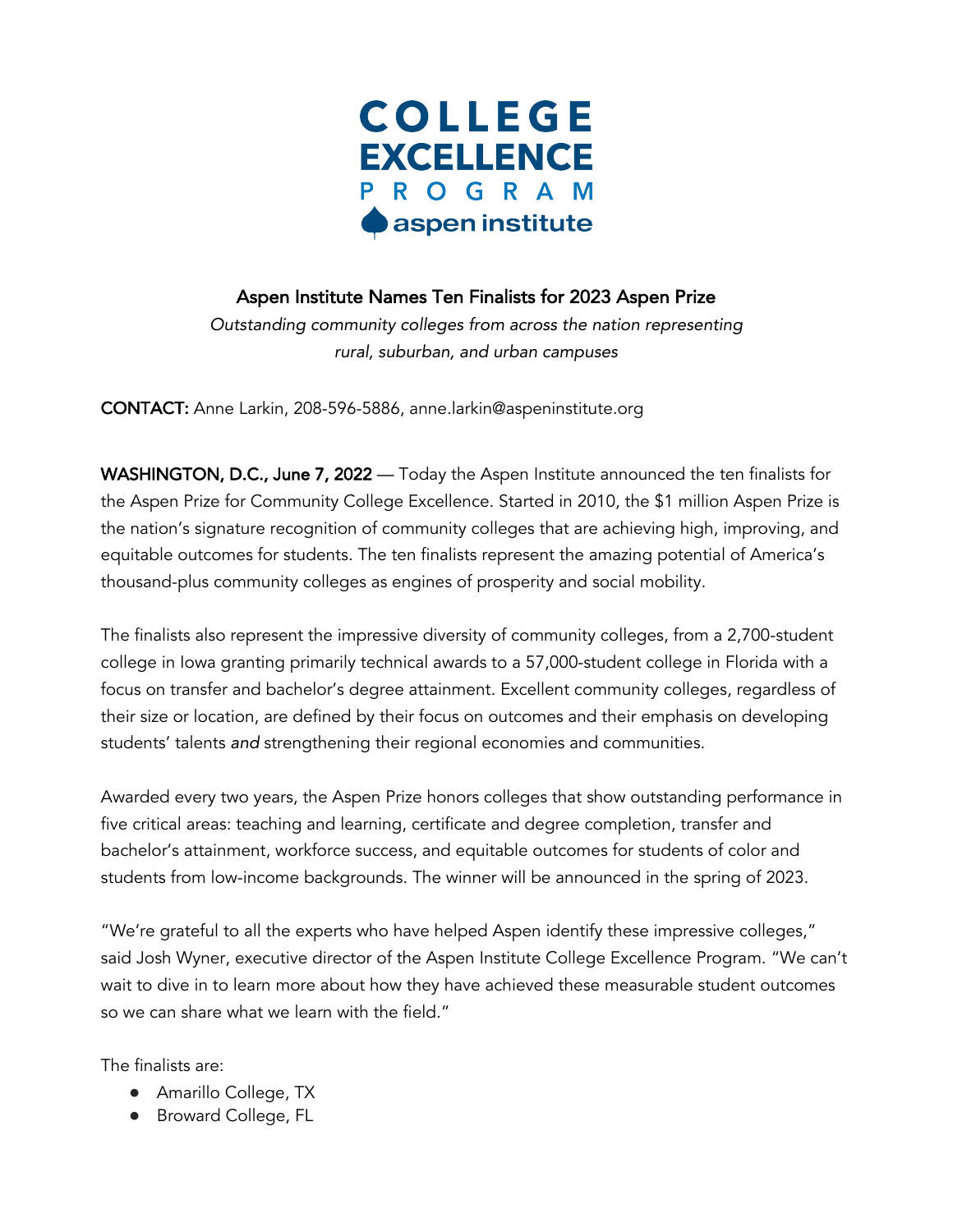COLLEGE EXCELLENCE PROGRAM

aspen institute

# Aspen Institute Names Ten Finalists for 2023 Aspen Prize

*Outstanding community colleges from across the nation representing rural, suburban, and urban campuses*

**CONTACT:** Anne Larkin, 208-596-5886, anne.larkin@aspeninstitute.org

**WASHINGTON, D.C., June 7, 2022** — Today the Aspen Institute announced the ten finalists for the Aspen Prize for Community College Excellence. Started in 2010, the $1 million Aspen Prize is the nation's signature recognition of community colleges that are achieving high, improving, and equitable outcomes for students. The ten finalists represent the amazing potential of America's thousand-plus community colleges as engines of prosperity and social mobility.

The finalists also represent the impressive diversity of community colleges, from a 2,700-student college in Iowa granting primarily technical awards to a 57,000-student college in Florida with a focus on transfer and bachelor's degree attainment. Excellent community colleges, regardless of their size or location, are defined by their focus on outcomes and their emphasis on developing students' talents *and* strengthening their regional economies and communities.

Awarded every two years, the Aspen Prize honors colleges that show outstanding performance in five critical areas: teaching and learning, certificate and degree completion, transfer and bachelor's attainment, workforce success, and equitable outcomes for students of color and students from low-income backgrounds. The winner will be announced in the spring of 2023.

"We're grateful to all the experts who have helped Aspen identify these impressive colleges," said Josh Wyner, executive director of the Aspen Institute College Excellence Program. "We can't wait to dive in to learn more about how they have achieved these measurable student outcomes so we can share what we learn with the field."

The finalists are:

- Amarillo College, TX
- Broward College, FL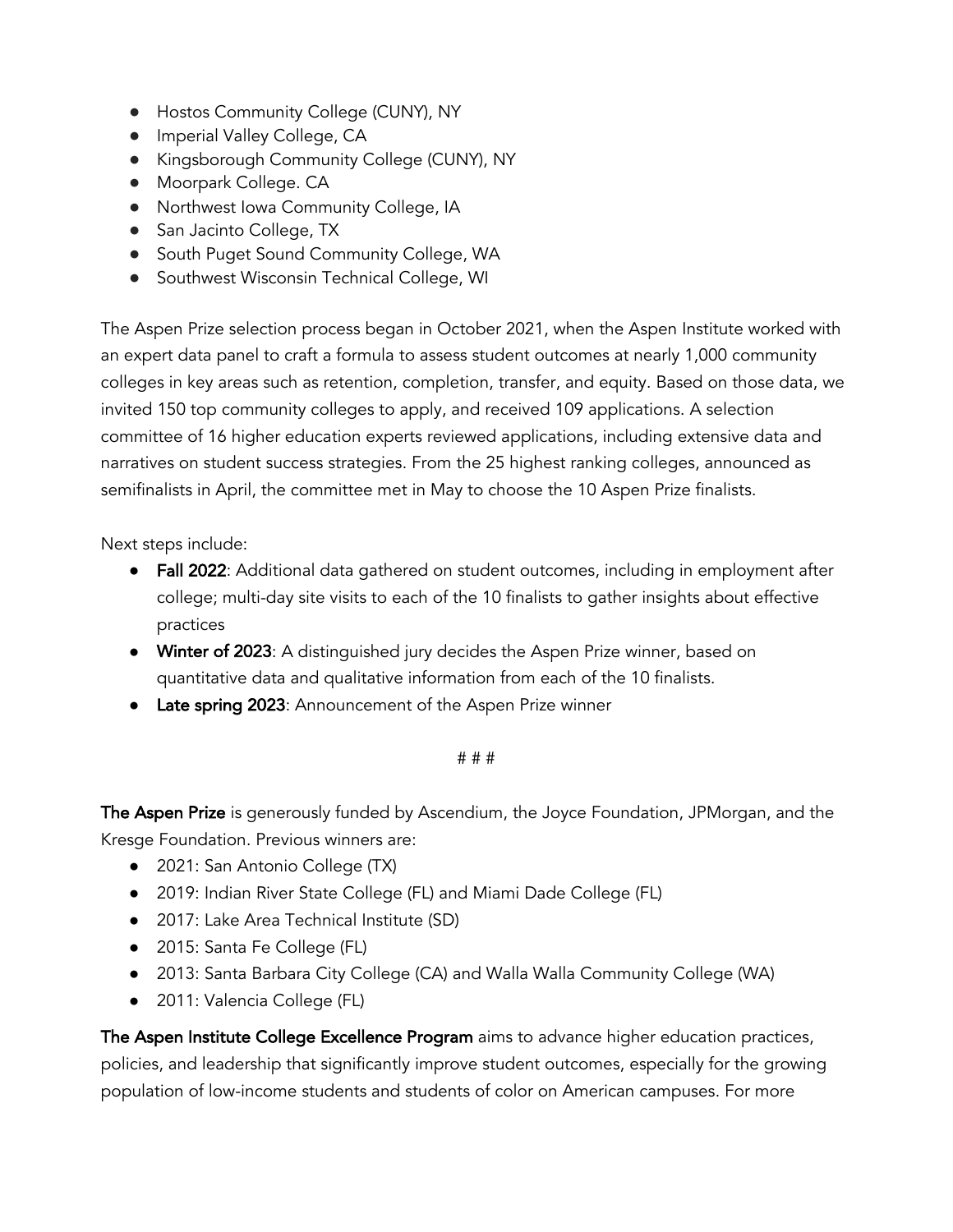- Hostos Community College (CUNY), NY
- Imperial Valley College, CA
- Kingsborough Community College (CUNY), NY
- Moorpark College. CA
- Northwest Iowa Community College, IA
- San Jacinto College, TX
- South Puget Sound Community College, WA
- Southwest Wisconsin Technical College, WI

The Aspen Prize selection process began in October 2021, when the Aspen Institute worked with an expert data panel to craft a formula to assess student outcomes at nearly 1,000 community colleges in key areas such as retention, completion, transfer, and equity. Based on those data, we invited 150 top community colleges to apply, and received 109 applications. A selection committee of 16 higher education experts reviewed applications, including extensive data and narratives on student success strategies. From the 25 highest ranking colleges, announced as semifinalists in April, the committee met in May to choose the 10 Aspen Prize finalists.

Next steps include:

- **Fall 2022**: Additional data gathered on student outcomes, including in employment after college; multi-day site visits to each of the 10 finalists to gather insights about effective practices
- **Winter of 2023**: A distinguished jury decides the Aspen Prize winner, based on quantitative data and qualitative information from each of the 10 finalists.
- **Late spring 2023**: Announcement of the Aspen Prize winner

# # #

**The Aspen Prize** is generously funded by Ascendium, the Joyce Foundation, JPMorgan, and the Kresge Foundation. Previous winners are:

- 2021: San Antonio College (TX)
- 2019: Indian River State College (FL) and Miami Dade College (FL)
- 2017: Lake Area Technical Institute (SD)
- 2015: Santa Fe College (FL)
- 2013: Santa Barbara City College (CA) and Walla Walla Community College (WA)
- 2011: Valencia College (FL)

**The Aspen Institute College Excellence Program** aims to advance higher education practices, policies, and leadership that significantly improve student outcomes, especially for the growing population of low-income students and students of color on American campuses. For more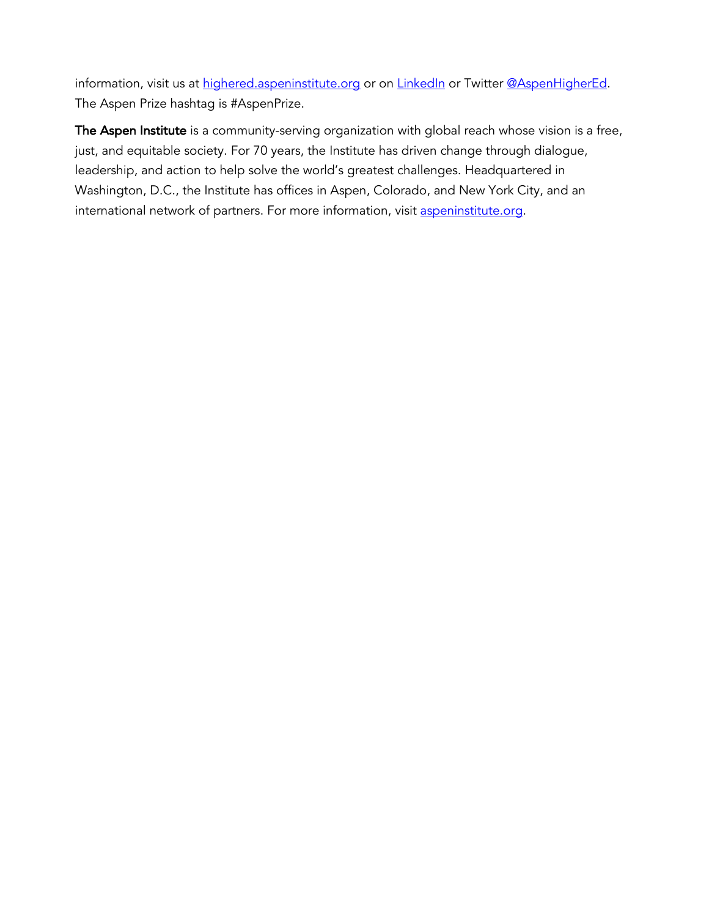information, visit us at highered.aspeninstitute.org or on LinkedIn or Twitter @AspenHigherEd. The Aspen Prize hashtag is #AspenPrize.

**The Aspen Institute** is a community-serving organization with global reach whose vision is a free, just, and equitable society. For 70 years, the Institute has driven change through dialogue, leadership, and action to help solve the world's greatest challenges. Headquartered in Washington, D.C., the Institute has offices in Aspen, Colorado, and New York City, and an international network of partners. For more information, visit aspeninstitute.org.